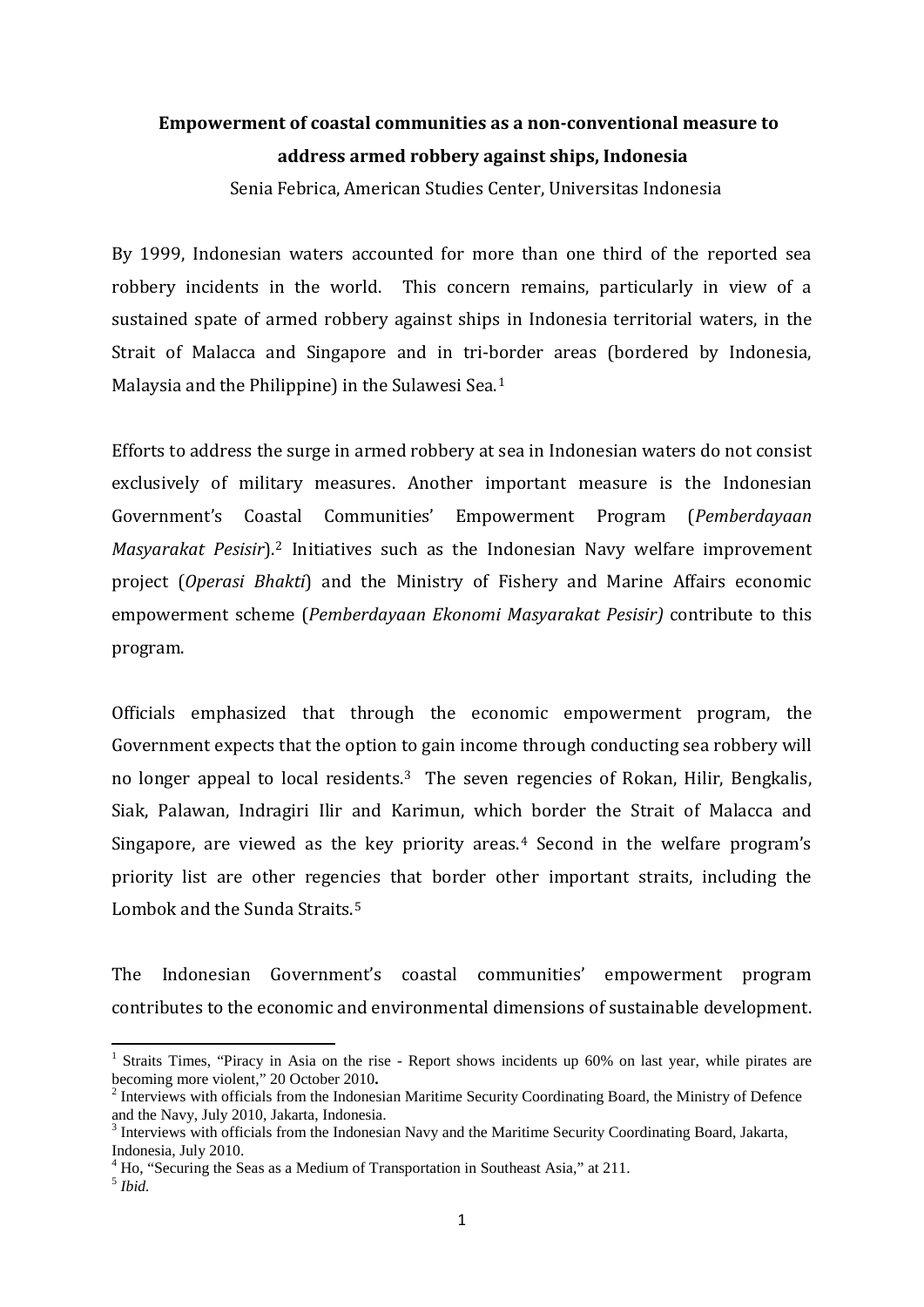**Empowerment of coastal communities as a non-conventional measure to address armed robbery against ships, Indonesia**

Senia Febrica, American Studies Center, Universitas Indonesia

By 1999, Indonesian waters accounted for more than one third of the reported sea robbery incidents in the world. This concern remains, particularly in view of a sustained spate of armed robbery against ships in Indonesia territorial waters, in the Strait of Malacca and Singapore and in tri-border areas (bordered by Indonesia, Malaysia and the Philippine) in the Sulawesi Sea.[1]

Efforts to address the surge in armed robbery at sea in Indonesian waters do not consist exclusively of military measures. Another important measure is the Indonesian Government's Coastal Communities' Empowerment Program (*Pemberdayaan Masyarakat Pesisir*).[2] Initiatives such as the Indonesian Navy welfare improvement project (*Operasi Bhakti*) and the Ministry of Fishery and Marine Affairs economic empowerment scheme (*Pemberdayaan Ekonomi Masyarakat Pesisir)* contribute to this program.

Officials emphasized that through the economic empowerment program, the Government expects that the option to gain income through conducting sea robbery will no longer appeal to local residents.[3] The seven regencies of Rokan, Hilir, Bengkalis, Siak, Palawan, Indragiri Ilir and Karimun, which border the Strait of Malacca and Singapore, are viewed as the key priority areas.[4] Second in the welfare program's priority list are other regencies that border other important straits, including the Lombok and the Sunda Straits.[5]

The Indonesian Government's coastal communities' empowerment program contributes to the economic and environmental dimensions of sustainable development.

---

[1] Straits Times, "Piracy in Asia on the rise - Report shows incidents up 60% on last year, while pirates are becoming more violent," 20 October 2010**.**

[2] Interviews with officials from the Indonesian Maritime Security Coordinating Board, the Ministry of Defence and the Navy, July 2010, Jakarta, Indonesia.

[3] Interviews with officials from the Indonesian Navy and the Maritime Security Coordinating Board, Jakarta, Indonesia, July 2010.

[4] Ho, "Securing the Seas as a Medium of Transportation in Southeast Asia," at 211.

[5] *Ibid.*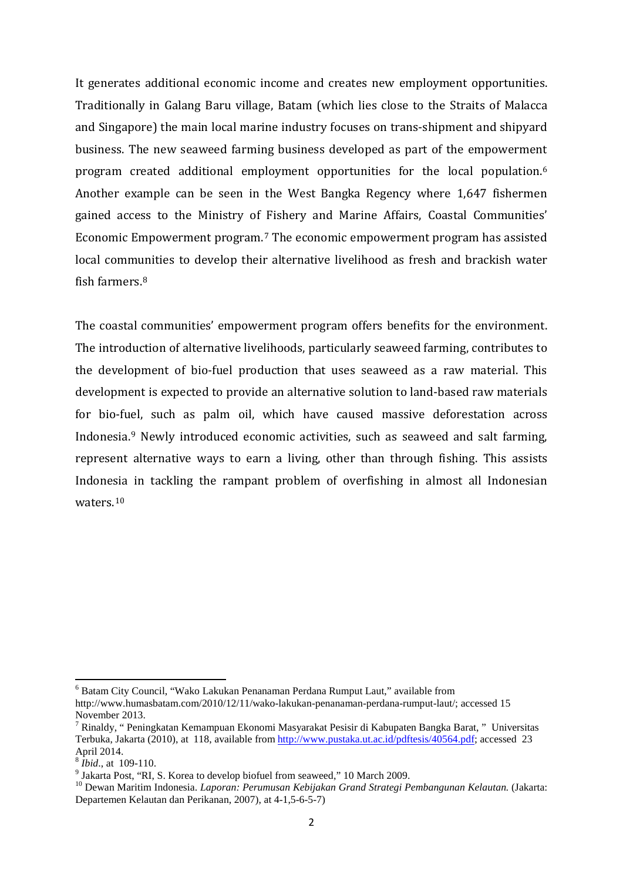It generates additional economic income and creates new employment opportunities. Traditionally in Galang Baru village, Batam (which lies close to the Straits of Malacca and Singapore) the main local marine industry focuses on trans-shipment and shipyard business. The new seaweed farming business developed as part of the empowerment program created additional employment opportunities for the local population.[6] Another example can be seen in the West Bangka Regency where 1,647 fishermen gained access to the Ministry of Fishery and Marine Affairs, Coastal Communities' Economic Empowerment program.[7] The economic empowerment program has assisted local communities to develop their alternative livelihood as fresh and brackish water fish farmers.[8]

The coastal communities' empowerment program offers benefits for the environment. The introduction of alternative livelihoods, particularly seaweed farming, contributes to the development of bio-fuel production that uses seaweed as a raw material. This development is expected to provide an alternative solution to land-based raw materials for bio-fuel, such as palm oil, which have caused massive deforestation across Indonesia.[9] Newly introduced economic activities, such as seaweed and salt farming, represent alternative ways to earn a living, other than through fishing. This assists Indonesia in tackling the rampant problem of overfishing in almost all Indonesian waters.[10]

---

[6] Batam City Council, "Wako Lakukan Penanaman Perdana Rumput Laut," available from http://www.humasbatam.com/2010/12/11/wako-lakukan-penanaman-perdana-rumput-laut/; accessed 15 November 2013.

[7] Rinaldy, " Peningkatan Kemampuan Ekonomi Masyarakat Pesisir di Kabupaten Bangka Barat, " Universitas Terbuka, Jakarta (2010), at 118, available from http://www.pustaka.ut.ac.id/pdftesis/40564.pdf; accessed 23 April 2014.

[8] *Ibid*., at 109-110.

[9] Jakarta Post, "RI, S. Korea to develop biofuel from seaweed," 10 March 2009.

[10] Dewan Maritim Indonesia. *Laporan: Perumusan Kebijakan Grand Strategi Pembangunan Kelautan.* (Jakarta: Departemen Kelautan dan Perikanan, 2007), at 4-1,5-6-5-7)